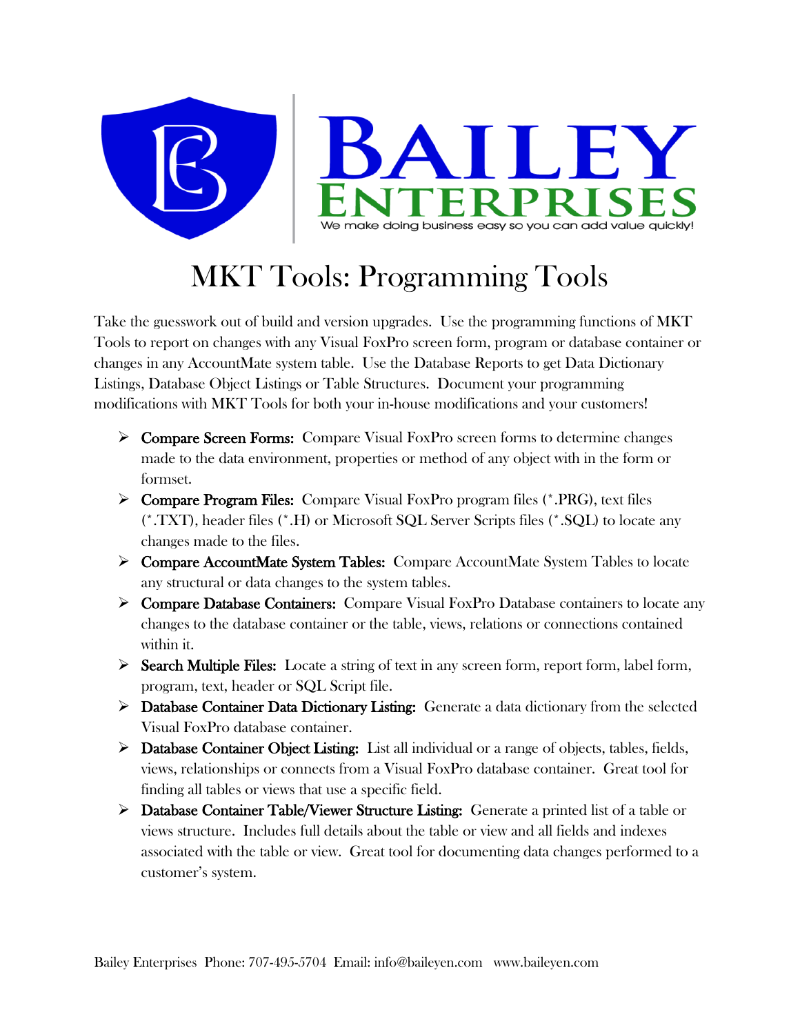# Bailey Enterprises

We make doing business easy so you can add value quickly!

# MKT Tools: Programming Tools

Take the guesswork out of build and version upgrades. Use the programming functions of MKT Tools to report on changes with any Visual FoxPro screen form, program or database container or changes in any AccountMate system table. Use the Database Reports to get Data Dictionary Listings, Database Object Listings or Table Structures. Document your programming modifications with MKT Tools for both your in-house modifications and your customers!

- **Compare Screen Forms:** Compare Visual FoxPro screen forms to determine changes made to the data environment, properties or method of any object with in the form or formset.
- **Compare Program Files:** Compare Visual FoxPro program files (*.PRG), text files (*.TXT), header files (*.H) or Microsoft SQL Server Scripts files (*.SQL) to locate any changes made to the files.
- **Compare AccountMate System Tables:** Compare AccountMate System Tables to locate any structural or data changes to the system tables.
- **Compare Database Containers:** Compare Visual FoxPro Database containers to locate any changes to the database container or the table, views, relations or connections contained within it.
- **Search Multiple Files:** Locate a string of text in any screen form, report form, label form, program, text, header or SQL Script file.
- **Database Container Data Dictionary Listing:** Generate a data dictionary from the selected Visual FoxPro database container.
- **Database Container Object Listing:** List all individual or a range of objects, tables, fields, views, relationships or connects from a Visual FoxPro database container. Great tool for finding all tables or views that use a specific field.
- **Database Container Table/Viewer Structure Listing:** Generate a printed list of a table or views structure. Includes full details about the table or view and all fields and indexes associated with the table or view. Great tool for documenting data changes performed to a customer's system.

Bailey Enterprises Phone: 707-495-5704 Email: info@baileyen.com www.baileyen.com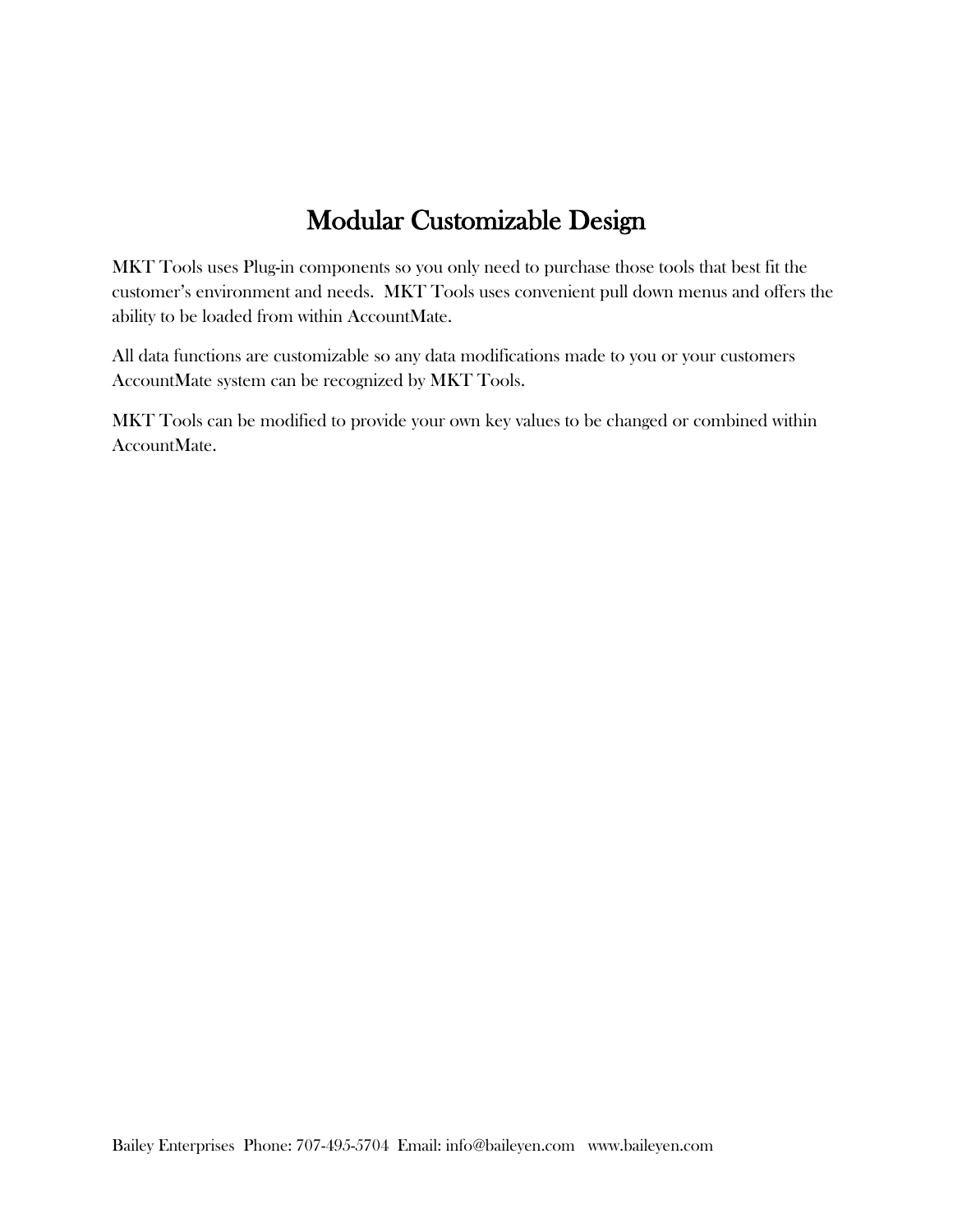# Modular Customizable Design

MKT Tools uses Plug-in components so you only need to purchase those tools that best fit the customer's environment and needs. MKT Tools uses convenient pull down menus and offers the ability to be loaded from within AccountMate.

All data functions are customizable so any data modifications made to you or your customers AccountMate system can be recognized by MKT Tools.

MKT Tools can be modified to provide your own key values to be changed or combined within AccountMate.